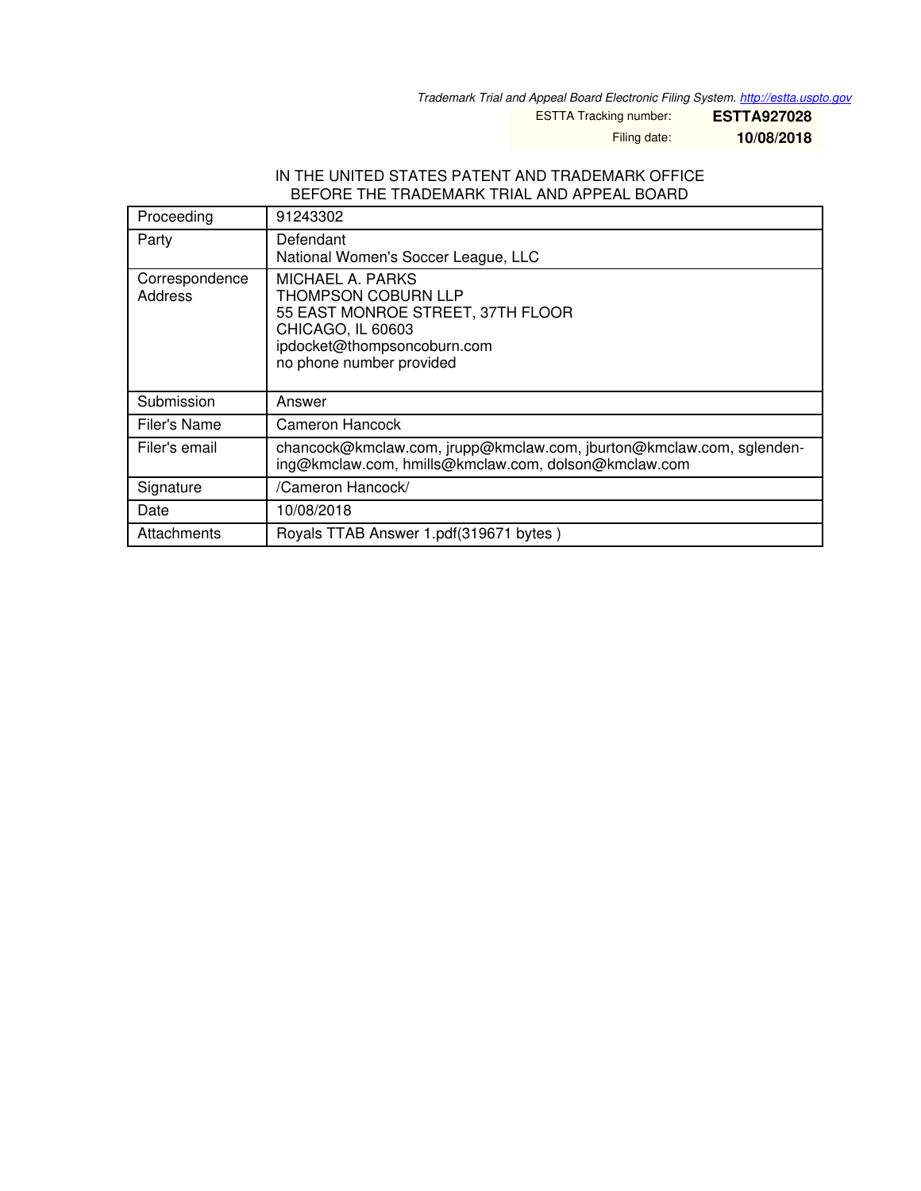*Trademark Trial and Appeal Board Electronic Filing System. http://estta.uspto.gov*

ESTTA Tracking number: **ESTTA927028**

Filing date: **10/08/2018**

IN THE UNITED STATES PATENT AND TRADEMARK OFFICE
BEFORE THE TRADEMARK TRIAL AND APPEAL BOARD

| | |
|---|---|
| Proceeding | 91243302 |
| Party | Defendant<br>National Women's Soccer League, LLC |
| Correspondence Address | MICHAEL A. PARKS<br>THOMPSON COBURN LLP<br>55 EAST MONROE STREET, 37TH FLOOR<br>CHICAGO, IL 60603<br>ipdocket@thompsoncoburn.com<br>no phone number provided |
| Submission | Answer |
| Filer's Name | Cameron Hancock |
| Filer's email | chancock@kmclaw.com, jrupp@kmclaw.com, jburton@kmclaw.com, sglendening@kmclaw.com, hmills@kmclaw.com, dolson@kmclaw.com |
| Signature | /Cameron Hancock/ |
| Date | 10/08/2018 |
| Attachments | Royals TTAB Answer 1.pdf(319671 bytes ) |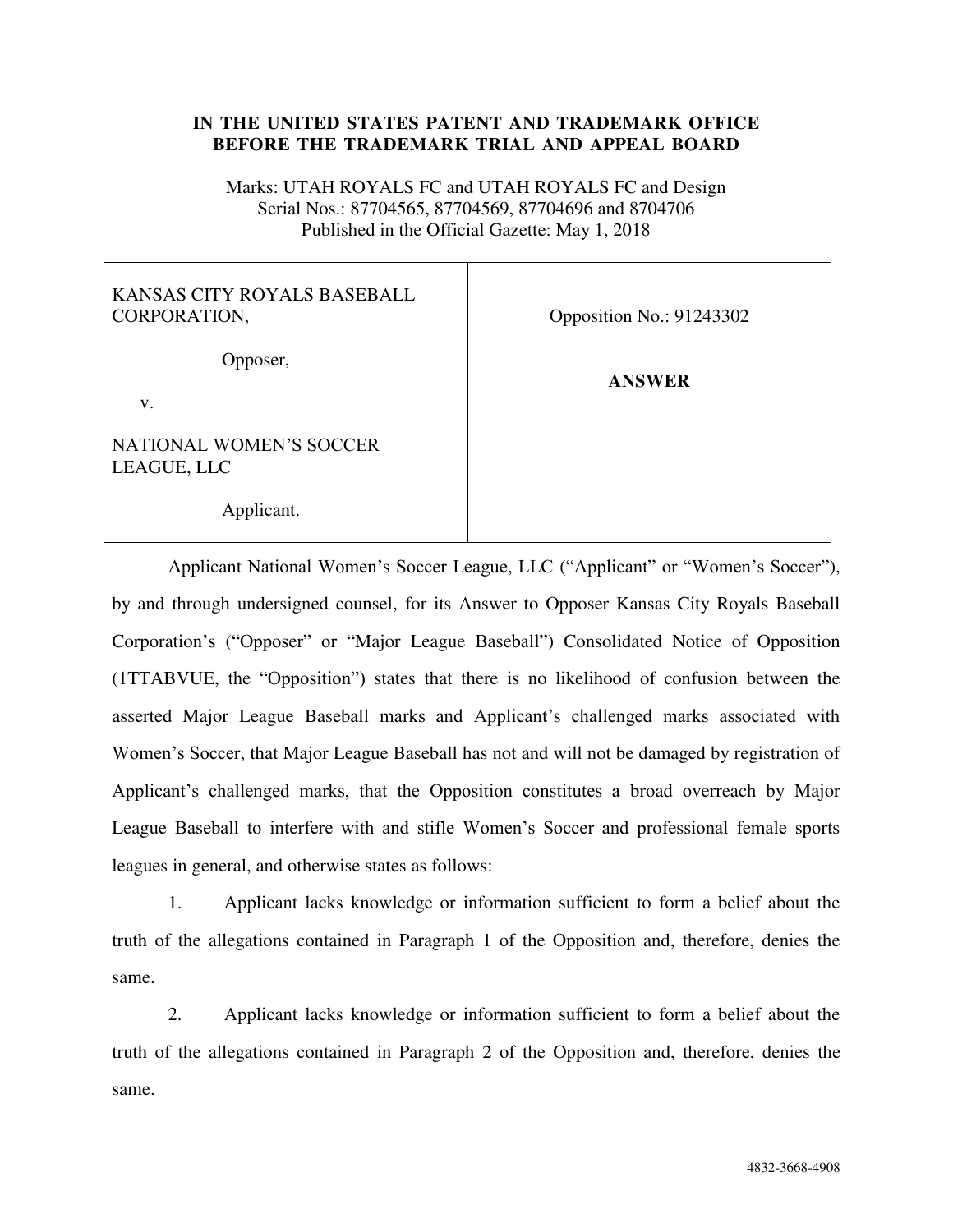**IN THE UNITED STATES PATENT AND TRADEMARK OFFICE**
**BEFORE THE TRADEMARK TRIAL AND APPEAL BOARD**

Marks: UTAH ROYALS FC and UTAH ROYALS FC and Design
Serial Nos.: 87704565, 87704569, 87704696 and 8704706
Published in the Official Gazette: May 1, 2018

| | |
|---|---|
| KANSAS CITY ROYALS BASEBALL CORPORATION,<br><br>Opposer,<br><br>v.<br><br>NATIONAL WOMEN'S SOCCER LEAGUE, LLC<br><br>Applicant. | Opposition No.: 91243302<br><br>**ANSWER** |

Applicant National Women's Soccer League, LLC ("Applicant" or "Women's Soccer"), by and through undersigned counsel, for its Answer to Opposer Kansas City Royals Baseball Corporation's ("Opposer" or "Major League Baseball") Consolidated Notice of Opposition (1TTABVUE, the "Opposition") states that there is no likelihood of confusion between the asserted Major League Baseball marks and Applicant's challenged marks associated with Women's Soccer, that Major League Baseball has not and will not be damaged by registration of Applicant's challenged marks, that the Opposition constitutes a broad overreach by Major League Baseball to interfere with and stifle Women's Soccer and professional female sports leagues in general, and otherwise states as follows:

1. Applicant lacks knowledge or information sufficient to form a belief about the truth of the allegations contained in Paragraph 1 of the Opposition and, therefore, denies the same.

2. Applicant lacks knowledge or information sufficient to form a belief about the truth of the allegations contained in Paragraph 2 of the Opposition and, therefore, denies the same.

4832-3668-4908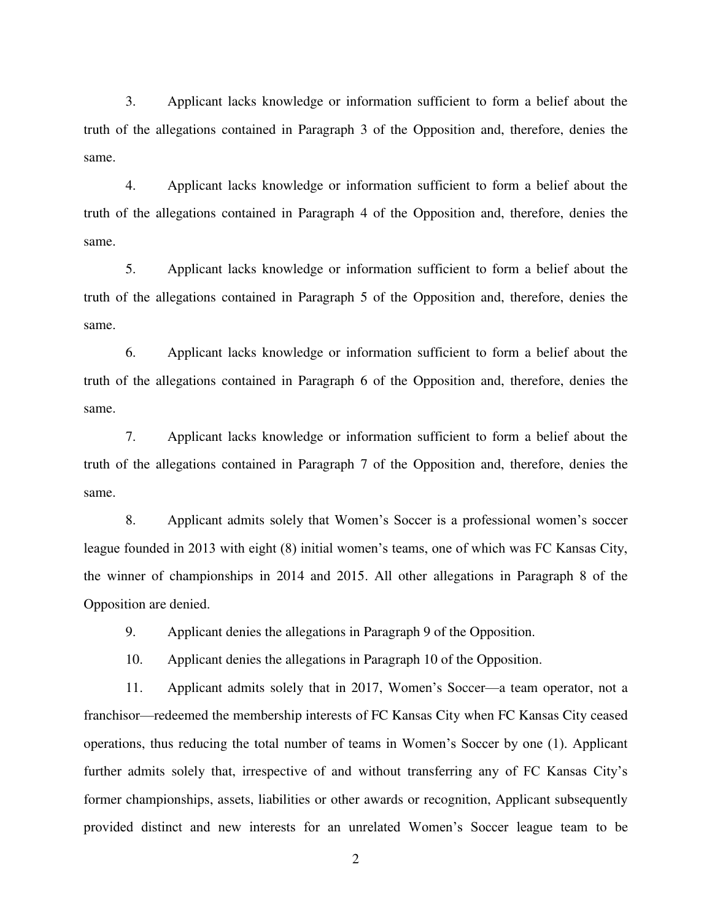3. Applicant lacks knowledge or information sufficient to form a belief about the truth of the allegations contained in Paragraph 3 of the Opposition and, therefore, denies the same.

4. Applicant lacks knowledge or information sufficient to form a belief about the truth of the allegations contained in Paragraph 4 of the Opposition and, therefore, denies the same.

5. Applicant lacks knowledge or information sufficient to form a belief about the truth of the allegations contained in Paragraph 5 of the Opposition and, therefore, denies the same.

6. Applicant lacks knowledge or information sufficient to form a belief about the truth of the allegations contained in Paragraph 6 of the Opposition and, therefore, denies the same.

7. Applicant lacks knowledge or information sufficient to form a belief about the truth of the allegations contained in Paragraph 7 of the Opposition and, therefore, denies the same.

8. Applicant admits solely that Women's Soccer is a professional women's soccer league founded in 2013 with eight (8) initial women's teams, one of which was FC Kansas City, the winner of championships in 2014 and 2015. All other allegations in Paragraph 8 of the Opposition are denied.

9. Applicant denies the allegations in Paragraph 9 of the Opposition.

10. Applicant denies the allegations in Paragraph 10 of the Opposition.

11. Applicant admits solely that in 2017, Women's Soccer—a team operator, not a franchisor—redeemed the membership interests of FC Kansas City when FC Kansas City ceased operations, thus reducing the total number of teams in Women's Soccer by one (1). Applicant further admits solely that, irrespective of and without transferring any of FC Kansas City's former championships, assets, liabilities or other awards or recognition, Applicant subsequently provided distinct and new interests for an unrelated Women's Soccer league team to be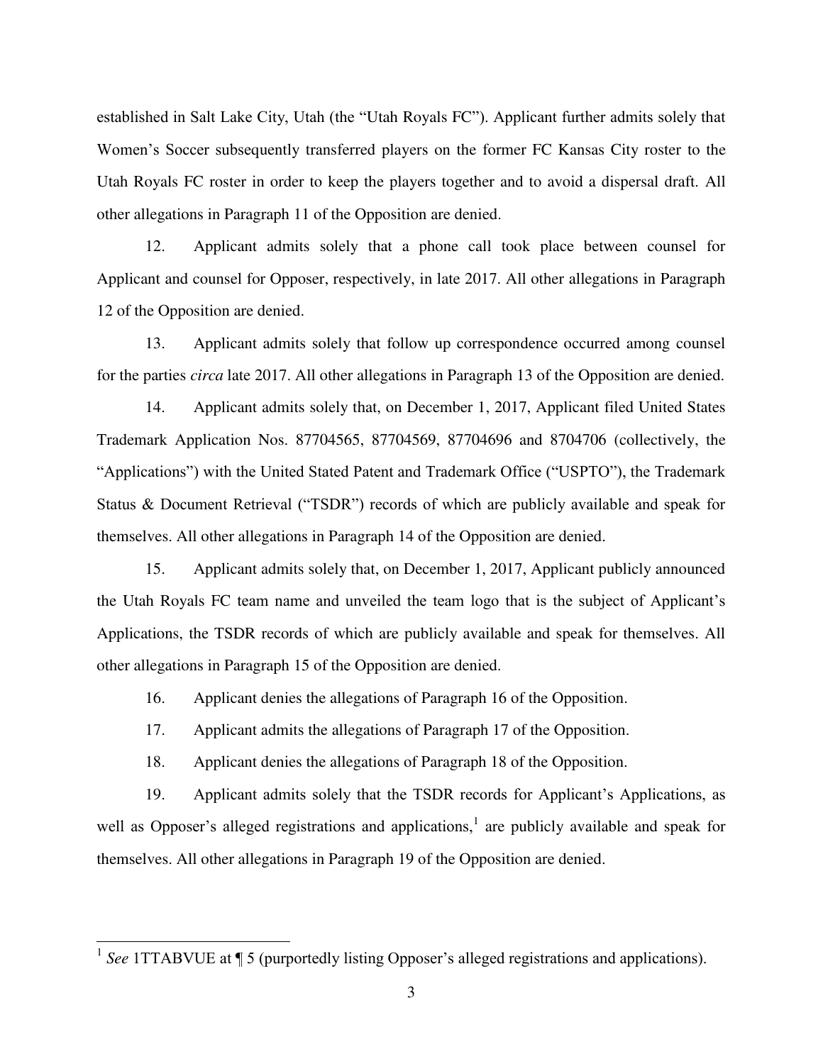established in Salt Lake City, Utah (the "Utah Royals FC"). Applicant further admits solely that Women's Soccer subsequently transferred players on the former FC Kansas City roster to the Utah Royals FC roster in order to keep the players together and to avoid a dispersal draft. All other allegations in Paragraph 11 of the Opposition are denied.

12. Applicant admits solely that a phone call took place between counsel for Applicant and counsel for Opposer, respectively, in late 2017. All other allegations in Paragraph 12 of the Opposition are denied.

13. Applicant admits solely that follow up correspondence occurred among counsel for the parties *circa* late 2017. All other allegations in Paragraph 13 of the Opposition are denied.

14. Applicant admits solely that, on December 1, 2017, Applicant filed United States Trademark Application Nos. 87704565, 87704569, 87704696 and 8704706 (collectively, the "Applications") with the United Stated Patent and Trademark Office ("USPTO"), the Trademark Status & Document Retrieval ("TSDR") records of which are publicly available and speak for themselves. All other allegations in Paragraph 14 of the Opposition are denied.

15. Applicant admits solely that, on December 1, 2017, Applicant publicly announced the Utah Royals FC team name and unveiled the team logo that is the subject of Applicant's Applications, the TSDR records of which are publicly available and speak for themselves. All other allegations in Paragraph 15 of the Opposition are denied.

16. Applicant denies the allegations of Paragraph 16 of the Opposition.

17. Applicant admits the allegations of Paragraph 17 of the Opposition.

18. Applicant denies the allegations of Paragraph 18 of the Opposition.

19. Applicant admits solely that the TSDR records for Applicant's Applications, as well as Opposer's alleged registrations and applications,[1] are publicly available and speak for themselves. All other allegations in Paragraph 19 of the Opposition are denied.

---

[1] *See* 1TTABVUE at ¶ 5 (purportedly listing Opposer's alleged registrations and applications).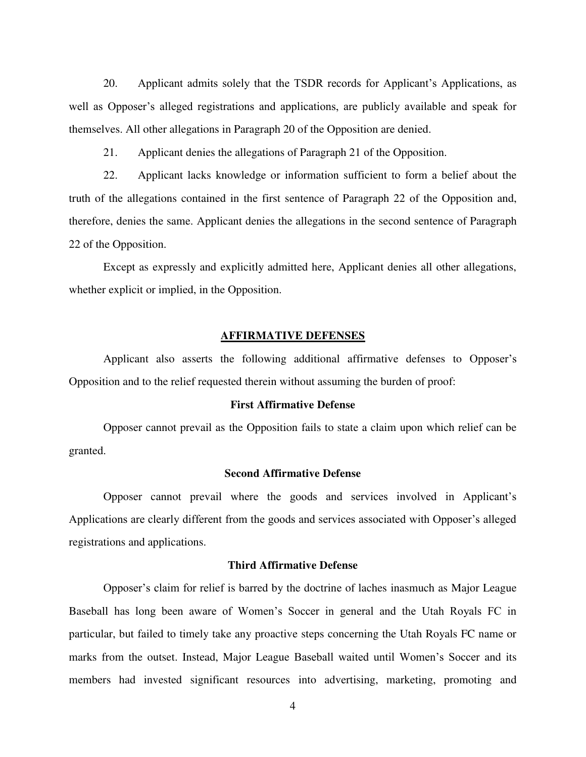20. Applicant admits solely that the TSDR records for Applicant's Applications, as well as Opposer's alleged registrations and applications, are publicly available and speak for themselves. All other allegations in Paragraph 20 of the Opposition are denied.

21. Applicant denies the allegations of Paragraph 21 of the Opposition.

22. Applicant lacks knowledge or information sufficient to form a belief about the truth of the allegations contained in the first sentence of Paragraph 22 of the Opposition and, therefore, denies the same. Applicant denies the allegations in the second sentence of Paragraph 22 of the Opposition.

Except as expressly and explicitly admitted here, Applicant denies all other allegations, whether explicit or implied, in the Opposition.

## AFFIRMATIVE DEFENSES

Applicant also asserts the following additional affirmative defenses to Opposer's Opposition and to the relief requested therein without assuming the burden of proof:

### First Affirmative Defense

Opposer cannot prevail as the Opposition fails to state a claim upon which relief can be granted.

### Second Affirmative Defense

Opposer cannot prevail where the goods and services involved in Applicant's Applications are clearly different from the goods and services associated with Opposer's alleged registrations and applications.

### Third Affirmative Defense

Opposer's claim for relief is barred by the doctrine of laches inasmuch as Major League Baseball has long been aware of Women's Soccer in general and the Utah Royals FC in particular, but failed to timely take any proactive steps concerning the Utah Royals FC name or marks from the outset. Instead, Major League Baseball waited until Women's Soccer and its members had invested significant resources into advertising, marketing, promoting and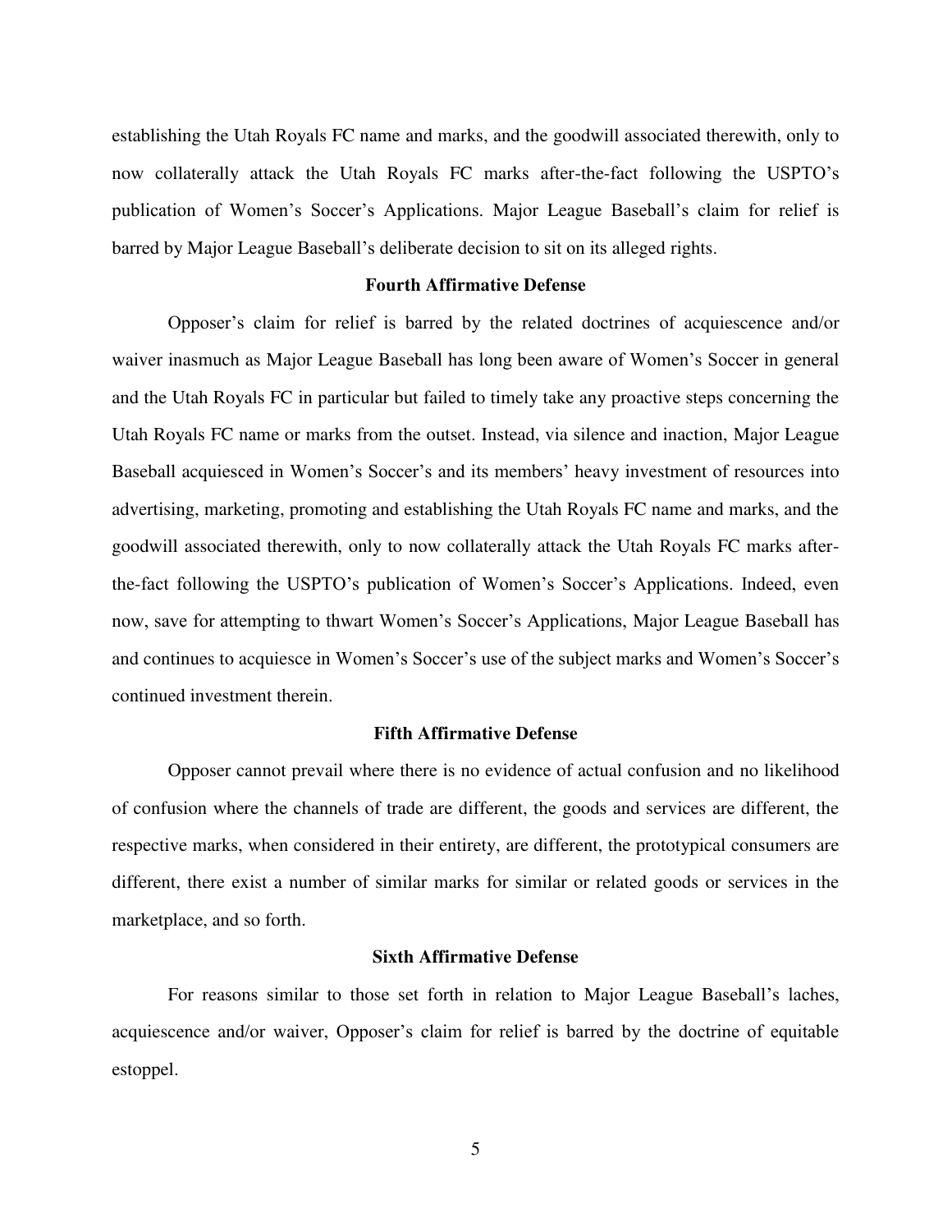establishing the Utah Royals FC name and marks, and the goodwill associated therewith, only to now collaterally attack the Utah Royals FC marks after-the-fact following the USPTO's publication of Women's Soccer's Applications. Major League Baseball's claim for relief is barred by Major League Baseball's deliberate decision to sit on its alleged rights.

**Fourth Affirmative Defense**

Opposer's claim for relief is barred by the related doctrines of acquiescence and/or waiver inasmuch as Major League Baseball has long been aware of Women's Soccer in general and the Utah Royals FC in particular but failed to timely take any proactive steps concerning the Utah Royals FC name or marks from the outset. Instead, via silence and inaction, Major League Baseball acquiesced in Women's Soccer's and its members' heavy investment of resources into advertising, marketing, promoting and establishing the Utah Royals FC name and marks, and the goodwill associated therewith, only to now collaterally attack the Utah Royals FC marks after-the-fact following the USPTO's publication of Women's Soccer's Applications. Indeed, even now, save for attempting to thwart Women's Soccer's Applications, Major League Baseball has and continues to acquiesce in Women's Soccer's use of the subject marks and Women's Soccer's continued investment therein.

**Fifth Affirmative Defense**

Opposer cannot prevail where there is no evidence of actual confusion and no likelihood of confusion where the channels of trade are different, the goods and services are different, the respective marks, when considered in their entirety, are different, the prototypical consumers are different, there exist a number of similar marks for similar or related goods or services in the marketplace, and so forth.

**Sixth Affirmative Defense**

For reasons similar to those set forth in relation to Major League Baseball's laches, acquiescence and/or waiver, Opposer's claim for relief is barred by the doctrine of equitable estoppel.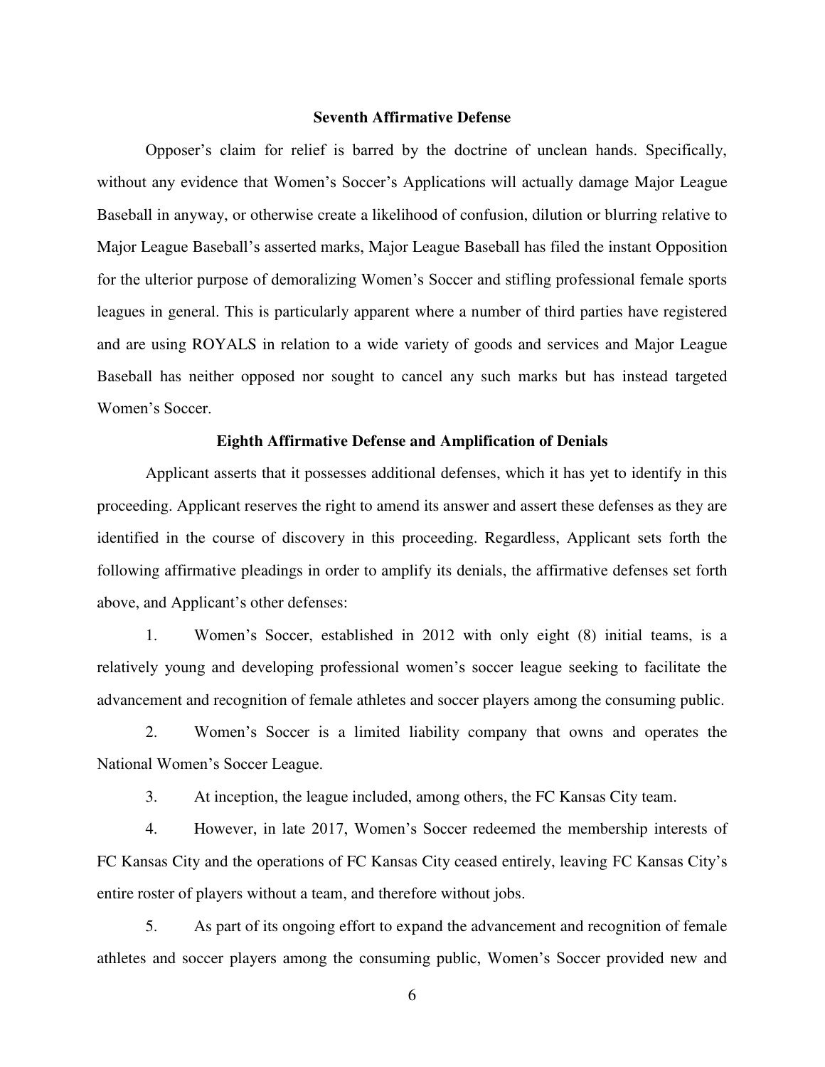**Seventh Affirmative Defense**

Opposer's claim for relief is barred by the doctrine of unclean hands. Specifically, without any evidence that Women's Soccer's Applications will actually damage Major League Baseball in anyway, or otherwise create a likelihood of confusion, dilution or blurring relative to Major League Baseball's asserted marks, Major League Baseball has filed the instant Opposition for the ulterior purpose of demoralizing Women's Soccer and stifling professional female sports leagues in general. This is particularly apparent where a number of third parties have registered and are using ROYALS in relation to a wide variety of goods and services and Major League Baseball has neither opposed nor sought to cancel any such marks but has instead targeted Women's Soccer.

**Eighth Affirmative Defense and Amplification of Denials**

Applicant asserts that it possesses additional defenses, which it has yet to identify in this proceeding. Applicant reserves the right to amend its answer and assert these defenses as they are identified in the course of discovery in this proceeding. Regardless, Applicant sets forth the following affirmative pleadings in order to amplify its denials, the affirmative defenses set forth above, and Applicant's other defenses:

1. Women's Soccer, established in 2012 with only eight (8) initial teams, is a relatively young and developing professional women's soccer league seeking to facilitate the advancement and recognition of female athletes and soccer players among the consuming public.

2. Women's Soccer is a limited liability company that owns and operates the National Women's Soccer League.

3. At inception, the league included, among others, the FC Kansas City team.

4. However, in late 2017, Women's Soccer redeemed the membership interests of FC Kansas City and the operations of FC Kansas City ceased entirely, leaving FC Kansas City's entire roster of players without a team, and therefore without jobs.

5. As part of its ongoing effort to expand the advancement and recognition of female athletes and soccer players among the consuming public, Women's Soccer provided new and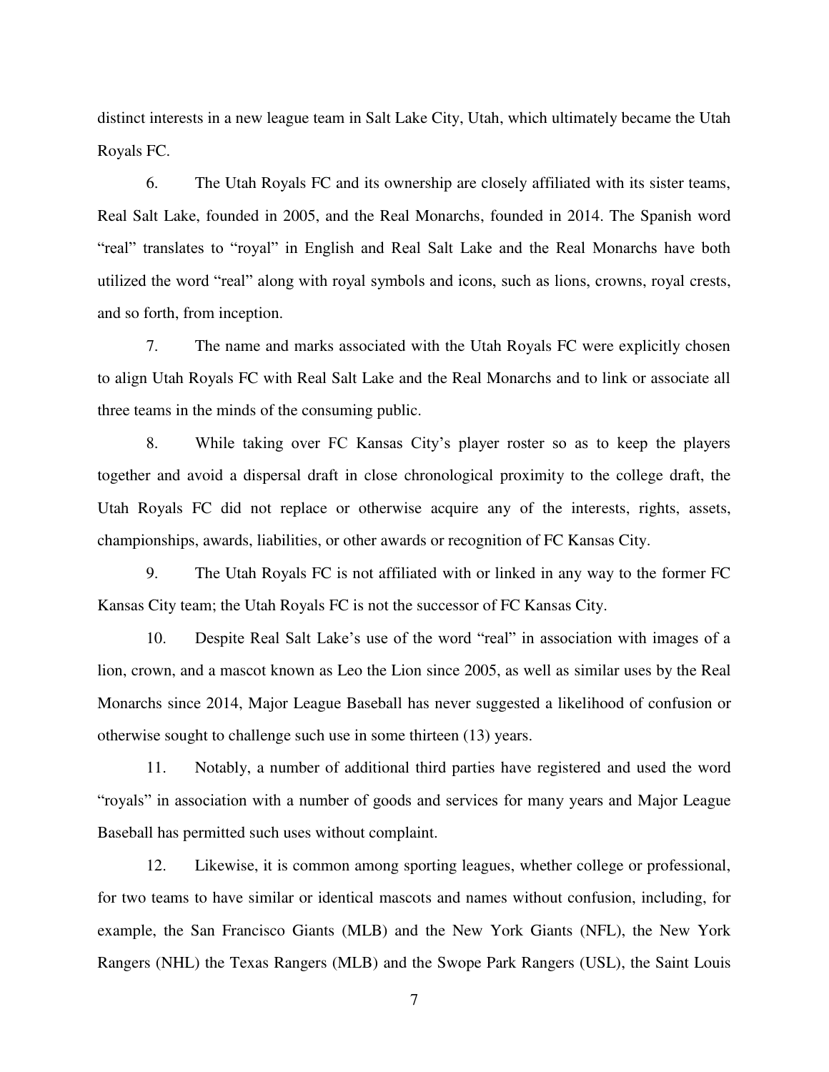distinct interests in a new league team in Salt Lake City, Utah, which ultimately became the Utah Royals FC.

6. The Utah Royals FC and its ownership are closely affiliated with its sister teams, Real Salt Lake, founded in 2005, and the Real Monarchs, founded in 2014. The Spanish word "real" translates to "royal" in English and Real Salt Lake and the Real Monarchs have both utilized the word "real" along with royal symbols and icons, such as lions, crowns, royal crests, and so forth, from inception.

7. The name and marks associated with the Utah Royals FC were explicitly chosen to align Utah Royals FC with Real Salt Lake and the Real Monarchs and to link or associate all three teams in the minds of the consuming public.

8. While taking over FC Kansas City's player roster so as to keep the players together and avoid a dispersal draft in close chronological proximity to the college draft, the Utah Royals FC did not replace or otherwise acquire any of the interests, rights, assets, championships, awards, liabilities, or other awards or recognition of FC Kansas City.

9. The Utah Royals FC is not affiliated with or linked in any way to the former FC Kansas City team; the Utah Royals FC is not the successor of FC Kansas City.

10. Despite Real Salt Lake's use of the word "real" in association with images of a lion, crown, and a mascot known as Leo the Lion since 2005, as well as similar uses by the Real Monarchs since 2014, Major League Baseball has never suggested a likelihood of confusion or otherwise sought to challenge such use in some thirteen (13) years.

11. Notably, a number of additional third parties have registered and used the word "royals" in association with a number of goods and services for many years and Major League Baseball has permitted such uses without complaint.

12. Likewise, it is common among sporting leagues, whether college or professional, for two teams to have similar or identical mascots and names without confusion, including, for example, the San Francisco Giants (MLB) and the New York Giants (NFL), the New York Rangers (NHL) the Texas Rangers (MLB) and the Swope Park Rangers (USL), the Saint Louis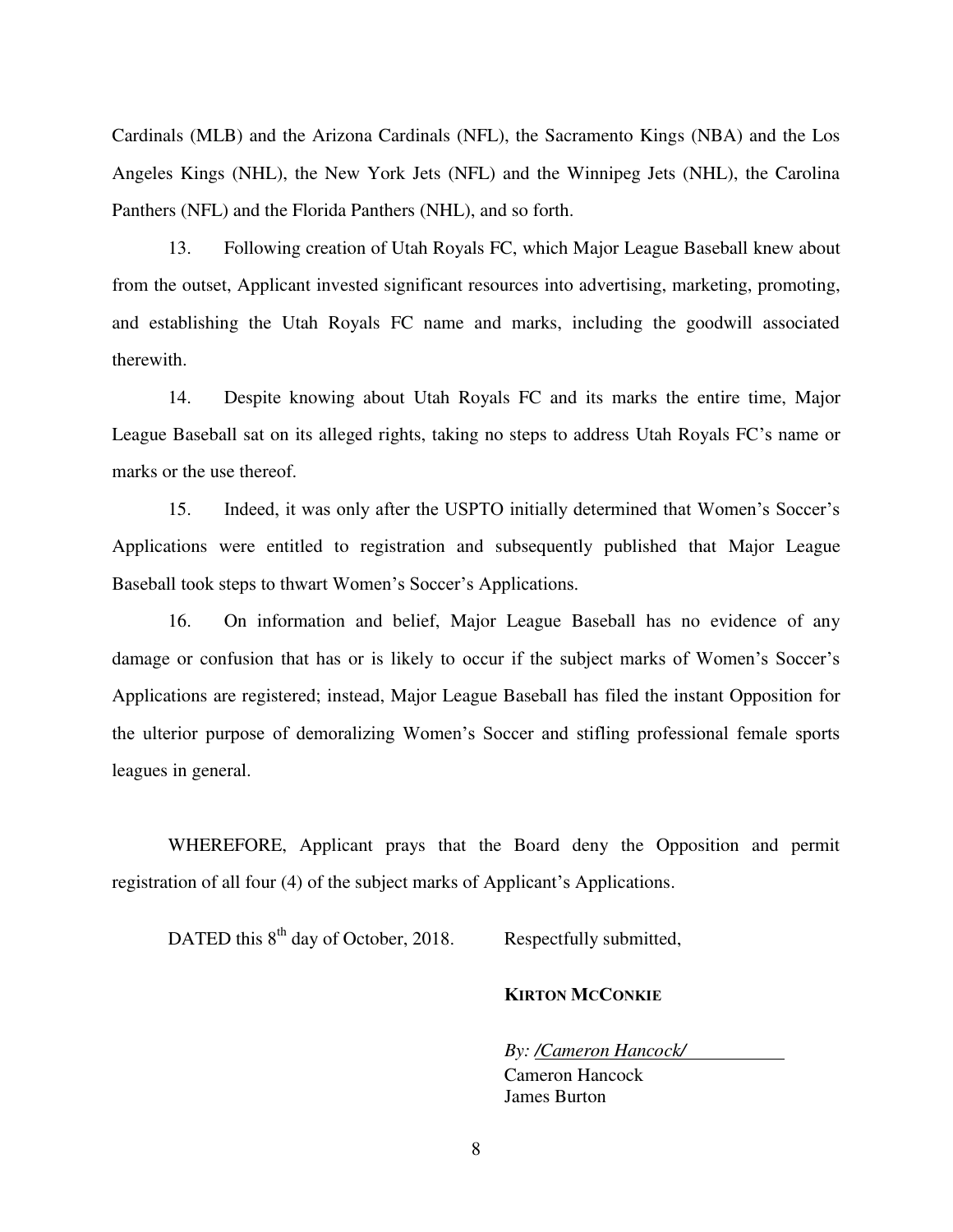Cardinals (MLB) and the Arizona Cardinals (NFL), the Sacramento Kings (NBA) and the Los Angeles Kings (NHL), the New York Jets (NFL) and the Winnipeg Jets (NHL), the Carolina Panthers (NFL) and the Florida Panthers (NHL), and so forth.

13. Following creation of Utah Royals FC, which Major League Baseball knew about from the outset, Applicant invested significant resources into advertising, marketing, promoting, and establishing the Utah Royals FC name and marks, including the goodwill associated therewith.

14. Despite knowing about Utah Royals FC and its marks the entire time, Major League Baseball sat on its alleged rights, taking no steps to address Utah Royals FC's name or marks or the use thereof.

15. Indeed, it was only after the USPTO initially determined that Women's Soccer's Applications were entitled to registration and subsequently published that Major League Baseball took steps to thwart Women's Soccer's Applications.

16. On information and belief, Major League Baseball has no evidence of any damage or confusion that has or is likely to occur if the subject marks of Women's Soccer's Applications are registered; instead, Major League Baseball has filed the instant Opposition for the ulterior purpose of demoralizing Women's Soccer and stifling professional female sports leagues in general.

WHEREFORE, Applicant prays that the Board deny the Opposition and permit registration of all four (4) of the subject marks of Applicant's Applications.

DATED this 8th day of October, 2018.

Respectfully submitted,

**KIRTON MCCONKIE**

*By: /Cameron Hancock/*
Cameron Hancock
James Burton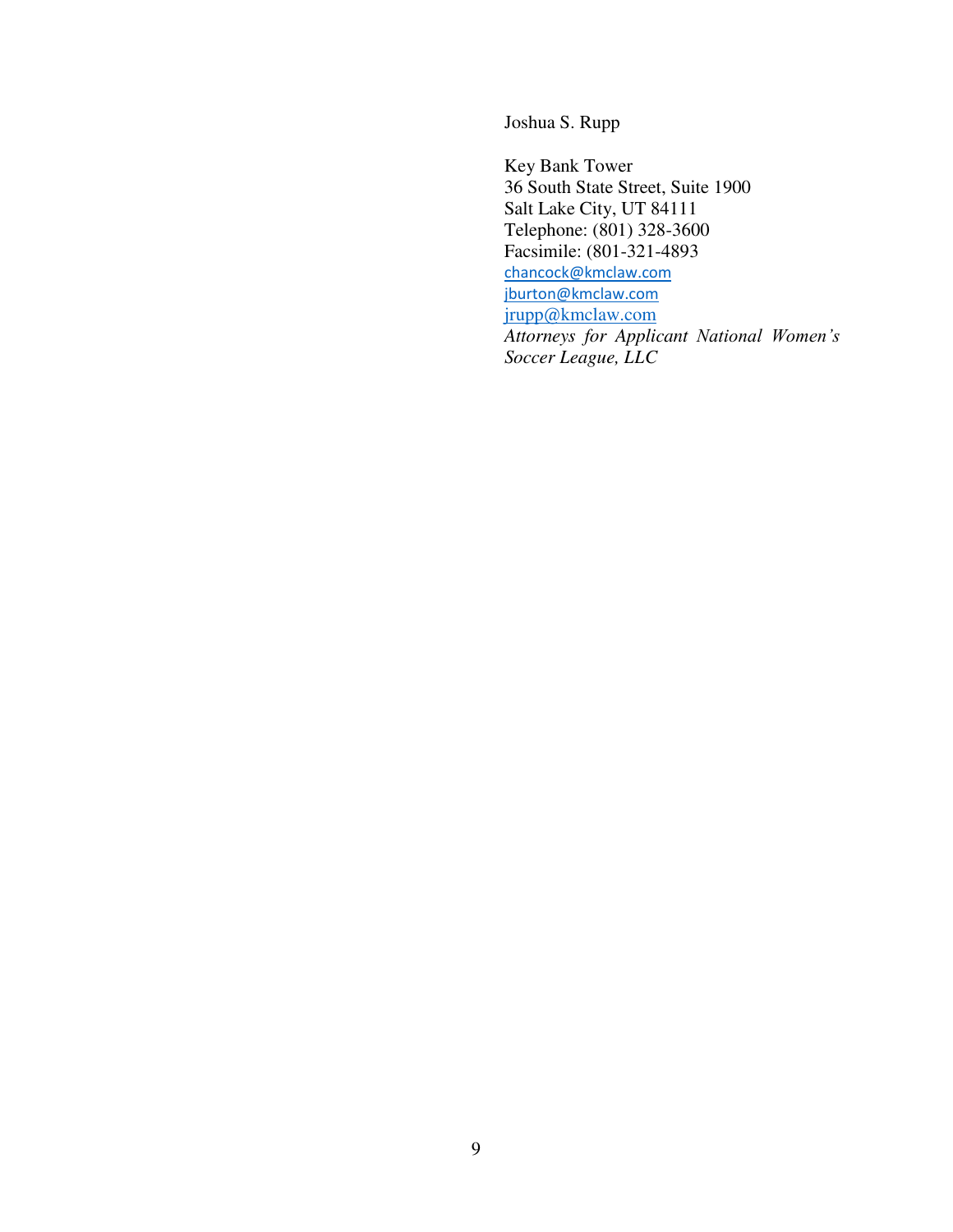Joshua S. Rupp

Key Bank Tower
36 South State Street, Suite 1900
Salt Lake City, UT 84111
Telephone: (801) 328-3600
Facsimile: (801-321-4893
chancock@kmclaw.com
jburton@kmclaw.com
jrupp@kmclaw.com
*Attorneys for Applicant National Women's Soccer League, LLC*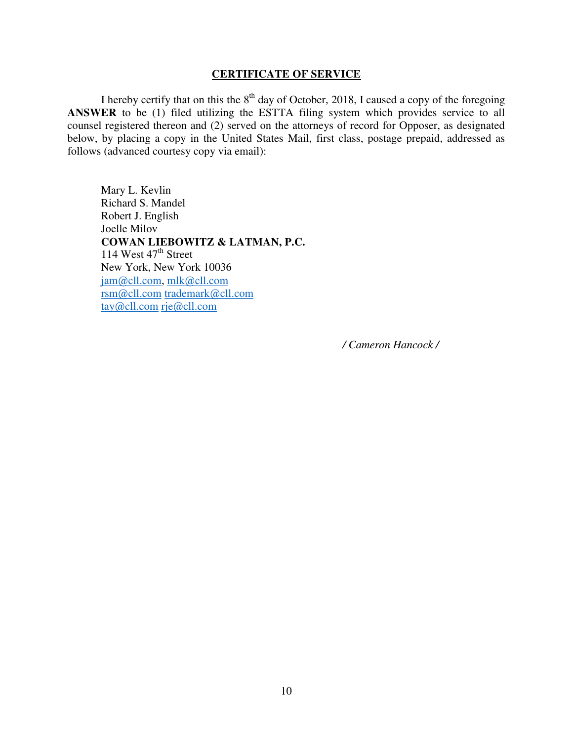## CERTIFICATE OF SERVICE

I hereby certify that on this the 8th day of October, 2018, I caused a copy of the foregoing **ANSWER** to be (1) filed utilizing the ESTTA filing system which provides service to all counsel registered thereon and (2) served on the attorneys of record for Opposer, as designated below, by placing a copy in the United States Mail, first class, postage prepaid, addressed as follows (advanced courtesy copy via email):

Mary L. Kevlin
Richard S. Mandel
Robert J. English
Joelle Milov
**COWAN LIEBOWITZ & LATMAN, P.C.**
114 West 47th Street
New York, New York 10036
jam@cll.com, mlk@cll.com
rsm@cll.com trademark@cll.com
tay@cll.com rje@cll.com

*/ Cameron Hancock /*